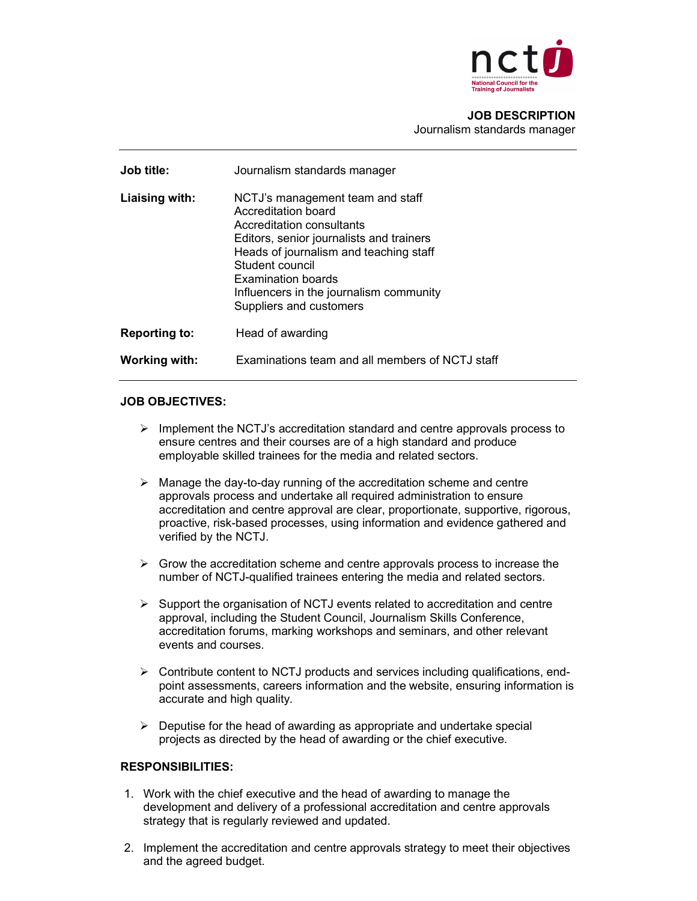**JOB DESCRIPTION**
Journalism standards manager

---

| | |
|---|---|
| **Job title:** | Journalism standards manager |
| **Liaising with:** | NCTJ's management team and staff<br>Accreditation board<br>Accreditation consultants<br>Editors, senior journalists and trainers<br>Heads of journalism and teaching staff<br>Student council<br>Examination boards<br>Influencers in the journalism community<br>Suppliers and customers |
| **Reporting to:** | Head of awarding |
| **Working with:** | Examinations team and all members of NCTJ staff |

---

**JOB OBJECTIVES:**

- Implement the NCTJ's accreditation standard and centre approvals process to ensure centres and their courses are of a high standard and produce employable skilled trainees for the media and related sectors.

- Manage the day-to-day running of the accreditation scheme and centre approvals process and undertake all required administration to ensure accreditation and centre approval are clear, proportionate, supportive, rigorous, proactive, risk-based processes, using information and evidence gathered and verified by the NCTJ.

- Grow the accreditation scheme and centre approvals process to increase the number of NCTJ-qualified trainees entering the media and related sectors.

- Support the organisation of NCTJ events related to accreditation and centre approval, including the Student Council, Journalism Skills Conference, accreditation forums, marking workshops and seminars, and other relevant events and courses.

- Contribute content to NCTJ products and services including qualifications, end-point assessments, careers information and the website, ensuring information is accurate and high quality.

- Deputise for the head of awarding as appropriate and undertake special projects as directed by the head of awarding or the chief executive.

**RESPONSIBILITIES:**

1. Work with the chief executive and the head of awarding to manage the development and delivery of a professional accreditation and centre approvals strategy that is regularly reviewed and updated.

2. Implement the accreditation and centre approvals strategy to meet their objectives and the agreed budget.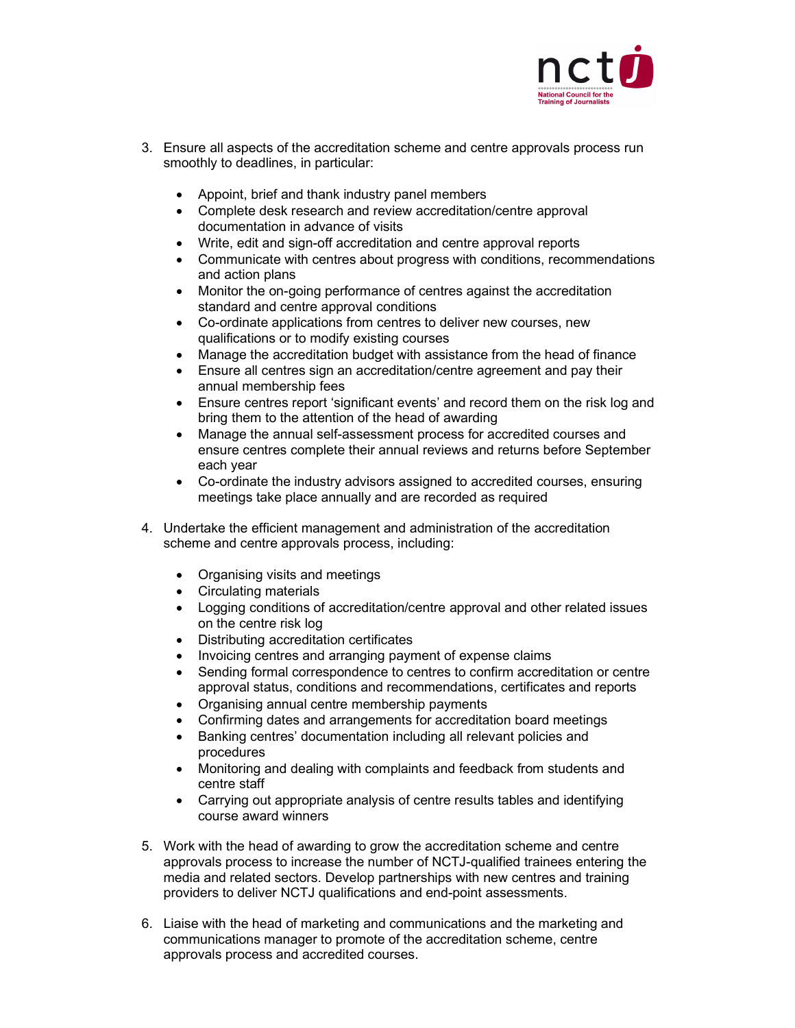3. Ensure all aspects of the accreditation scheme and centre approvals process run smoothly to deadlines, in particular:

    - Appoint, brief and thank industry panel members
    - Complete desk research and review accreditation/centre approval documentation in advance of visits
    - Write, edit and sign-off accreditation and centre approval reports
    - Communicate with centres about progress with conditions, recommendations and action plans
    - Monitor the on-going performance of centres against the accreditation standard and centre approval conditions
    - Co-ordinate applications from centres to deliver new courses, new qualifications or to modify existing courses
    - Manage the accreditation budget with assistance from the head of finance
    - Ensure all centres sign an accreditation/centre agreement and pay their annual membership fees
    - Ensure centres report 'significant events' and record them on the risk log and bring them to the attention of the head of awarding
    - Manage the annual self-assessment process for accredited courses and ensure centres complete their annual reviews and returns before September each year
    - Co-ordinate the industry advisors assigned to accredited courses, ensuring meetings take place annually and are recorded as required

4. Undertake the efficient management and administration of the accreditation scheme and centre approvals process, including:

    - Organising visits and meetings
    - Circulating materials
    - Logging conditions of accreditation/centre approval and other related issues on the centre risk log
    - Distributing accreditation certificates
    - Invoicing centres and arranging payment of expense claims
    - Sending formal correspondence to centres to confirm accreditation or centre approval status, conditions and recommendations, certificates and reports
    - Organising annual centre membership payments
    - Confirming dates and arrangements for accreditation board meetings
    - Banking centres' documentation including all relevant policies and procedures
    - Monitoring and dealing with complaints and feedback from students and centre staff
    - Carrying out appropriate analysis of centre results tables and identifying course award winners

5. Work with the head of awarding to grow the accreditation scheme and centre approvals process to increase the number of NCTJ-qualified trainees entering the media and related sectors. Develop partnerships with new centres and training providers to deliver NCTJ qualifications and end-point assessments.

6. Liaise with the head of marketing and communications and the marketing and communications manager to promote of the accreditation scheme, centre approvals process and accredited courses.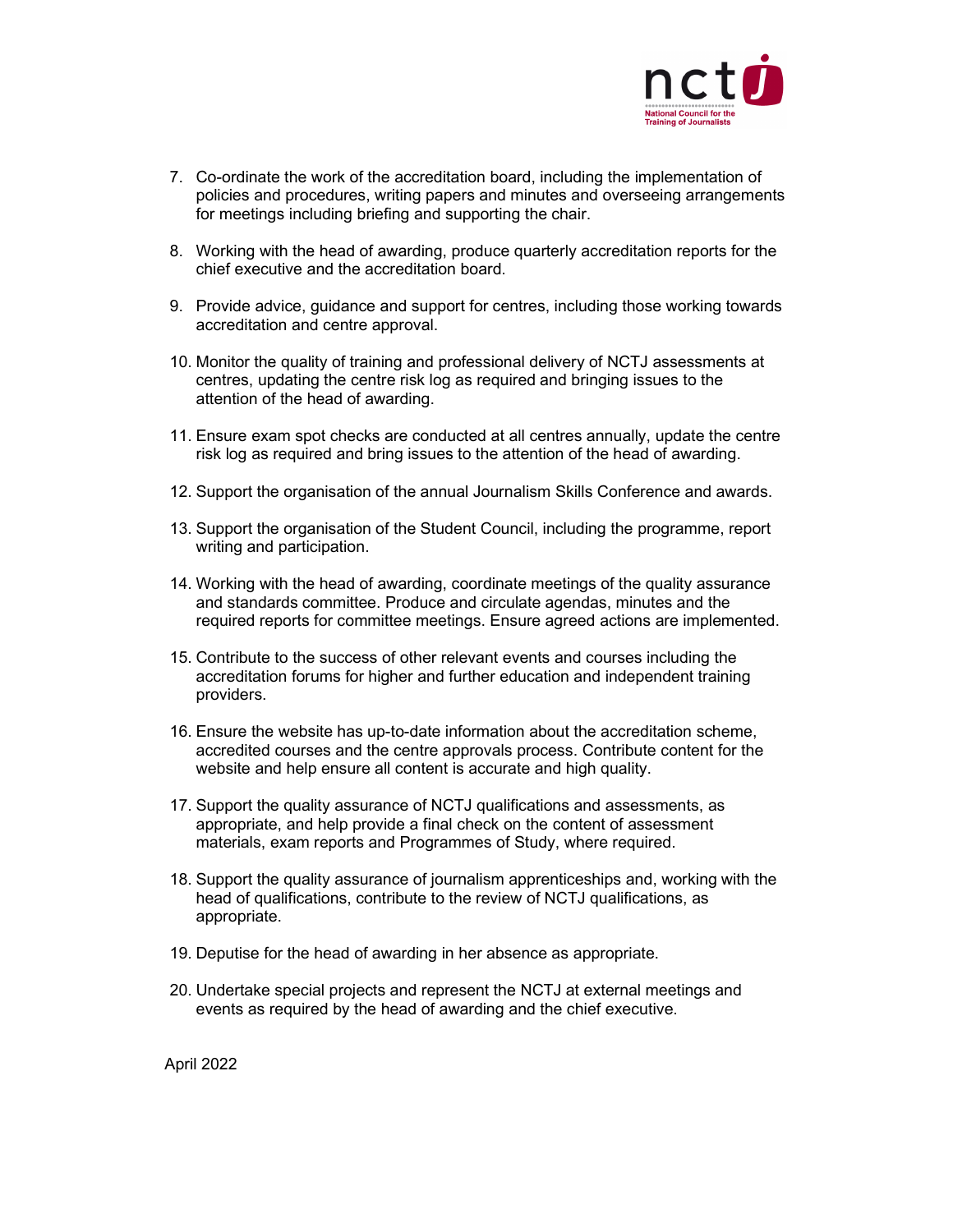7. Co-ordinate the work of the accreditation board, including the implementation of policies and procedures, writing papers and minutes and overseeing arrangements for meetings including briefing and supporting the chair.

8. Working with the head of awarding, produce quarterly accreditation reports for the chief executive and the accreditation board.

9. Provide advice, guidance and support for centres, including those working towards accreditation and centre approval.

10. Monitor the quality of training and professional delivery of NCTJ assessments at centres, updating the centre risk log as required and bringing issues to the attention of the head of awarding.

11. Ensure exam spot checks are conducted at all centres annually, update the centre risk log as required and bring issues to the attention of the head of awarding.

12. Support the organisation of the annual Journalism Skills Conference and awards.

13. Support the organisation of the Student Council, including the programme, report writing and participation.

14. Working with the head of awarding, coordinate meetings of the quality assurance and standards committee. Produce and circulate agendas, minutes and the required reports for committee meetings. Ensure agreed actions are implemented.

15. Contribute to the success of other relevant events and courses including the accreditation forums for higher and further education and independent training providers.

16. Ensure the website has up-to-date information about the accreditation scheme, accredited courses and the centre approvals process. Contribute content for the website and help ensure all content is accurate and high quality.

17. Support the quality assurance of NCTJ qualifications and assessments, as appropriate, and help provide a final check on the content of assessment materials, exam reports and Programmes of Study, where required.

18. Support the quality assurance of journalism apprenticeships and, working with the head of qualifications, contribute to the review of NCTJ qualifications, as appropriate.

19. Deputise for the head of awarding in her absence as appropriate.

20. Undertake special projects and represent the NCTJ at external meetings and events as required by the head of awarding and the chief executive.

April 2022